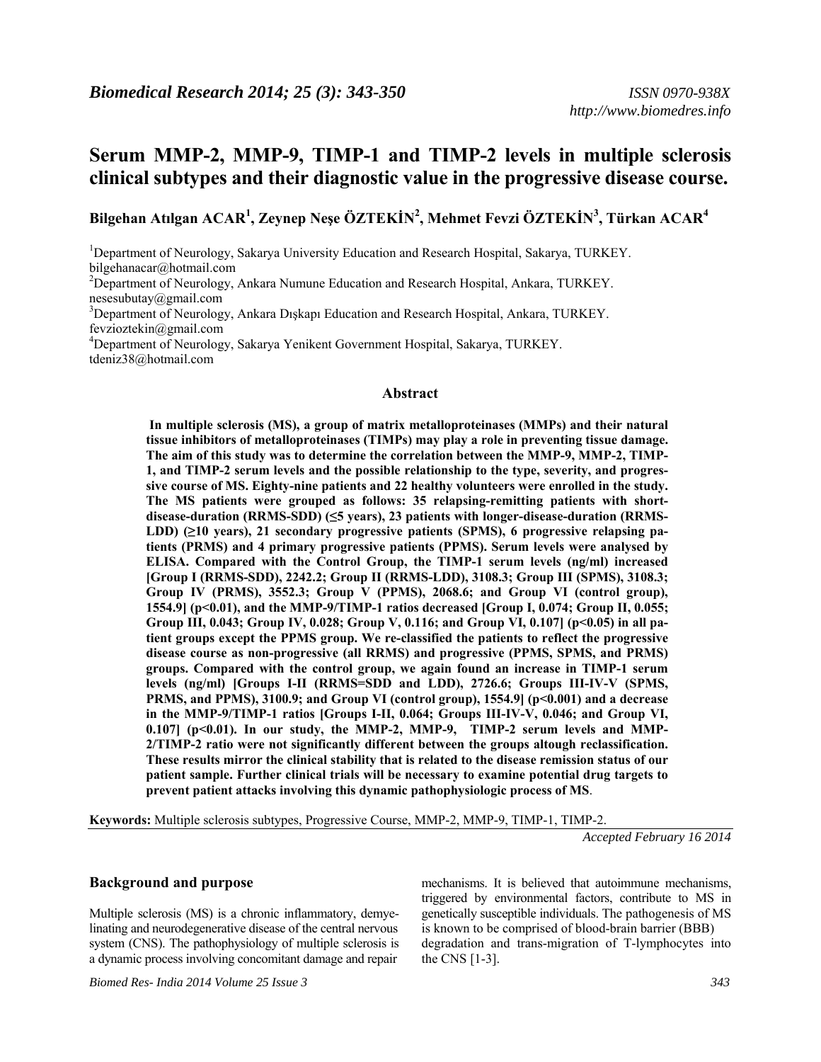# Serum MMP-2, MMP-9, TIMP-1 and TIMP-2 levels in multiple sclerosis clinical subtypes and their diagnostic value in the progressive disease course.

**Bilgehan Atılgan ACAR[1], Zeynep Neşe ÖZTEKİN[2], Mehmet Fevzi ÖZTEKİN[3], Türkan ACAR[4]**

[1]Department of Neurology, Sakarya University Education and Research Hospital, Sakarya, TURKEY. bilgehanacar@hotmail.com

[2]Department of Neurology, Ankara Numune Education and Research Hospital, Ankara, TURKEY. nesesubutay@gmail.com

[3]Department of Neurology, Ankara Dışkapı Education and Research Hospital, Ankara, TURKEY. fevzioztekin@gmail.com

[4]Department of Neurology, Sakarya Yenikent Government Hospital, Sakarya, TURKEY. tdeniz38@hotmail.com

## Abstract

**In multiple sclerosis (MS), a group of matrix metalloproteinases (MMPs) and their natural tissue inhibitors of metalloproteinases (TIMPs) may play a role in preventing tissue damage. The aim of this study was to determine the correlation between the MMP-9, MMP-2, TIMP-1, and TIMP-2 serum levels and the possible relationship to the type, severity, and progressive course of MS. Eighty-nine patients and 22 healthy volunteers were enrolled in the study. The MS patients were grouped as follows: 35 relapsing-remitting patients with short-disease-duration (RRMS-SDD) (≤5 years), 23 patients with longer-disease-duration (RRMS-LDD) (≥10 years), 21 secondary progressive patients (SPMS), 6 progressive relapsing patients (PRMS) and 4 primary progressive patients (PPMS). Serum levels were analysed by ELISA. Compared with the Control Group, the TIMP-1 serum levels (ng/ml) increased [Group I (RRMS-SDD), 2242.2; Group II (RRMS-LDD), 3108.3; Group III (SPMS), 3108.3; Group IV (PRMS), 3552.3; Group V (PPMS), 2068.6; and Group VI (control group), 1554.9] ($p<0.01$), and the MMP-9/TIMP-1 ratios decreased [Group I, 0.074; Group II, 0.055; Group III, 0.043; Group IV, 0.028; Group V, 0.116; and Group VI, 0.107] ($p<0.05$) in all patient groups except the PPMS group. We re-classified the patients to reflect the progressive disease course as non-progressive (all RRMS) and progressive (PPMS, SPMS, and PRMS) groups. Compared with the control group, we again found an increase in TIMP-1 serum levels (ng/ml) [Groups I-II (RRMS=SDD and LDD), 2726.6; Groups III-IV-V (SPMS, PRMS, and PPMS), 3100.9; and Group VI (control group), 1554.9] ($p<0.001$) and a decrease in the MMP-9/TIMP-1 ratios [Groups I-II, 0.064; Groups III-IV-V, 0.046; and Group VI, 0.107] ($p<0.01$). In our study, the MMP-2, MMP-9, TIMP-2 serum levels and MMP-2/TIMP-2 ratio were not significantly different between the groups altough reclassification. These results mirror the clinical stability that is related to the disease remission status of our patient sample. Further clinical trials will be necessary to examine potential drug targets to prevent patient attacks involving this dynamic pathophysiologic process of MS.**

**Keywords:** Multiple sclerosis subtypes, Progressive Course, MMP-2, MMP-9, TIMP-1, TIMP-2.

*Accepted February 16 2014*

## Background and purpose

Multiple sclerosis (MS) is a chronic inflammatory, demyelinating and neurodegenerative disease of the central nervous system (CNS). The pathophysiology of multiple sclerosis is a dynamic process involving concomitant damage and repair mechanisms. It is believed that autoimmune mechanisms, triggered by environmental factors, contribute to MS in genetically susceptible individuals. The pathogenesis of MS is known to be comprised of blood-brain barrier (BBB) degradation and trans-migration of T-lymphocytes into the CNS [1-3].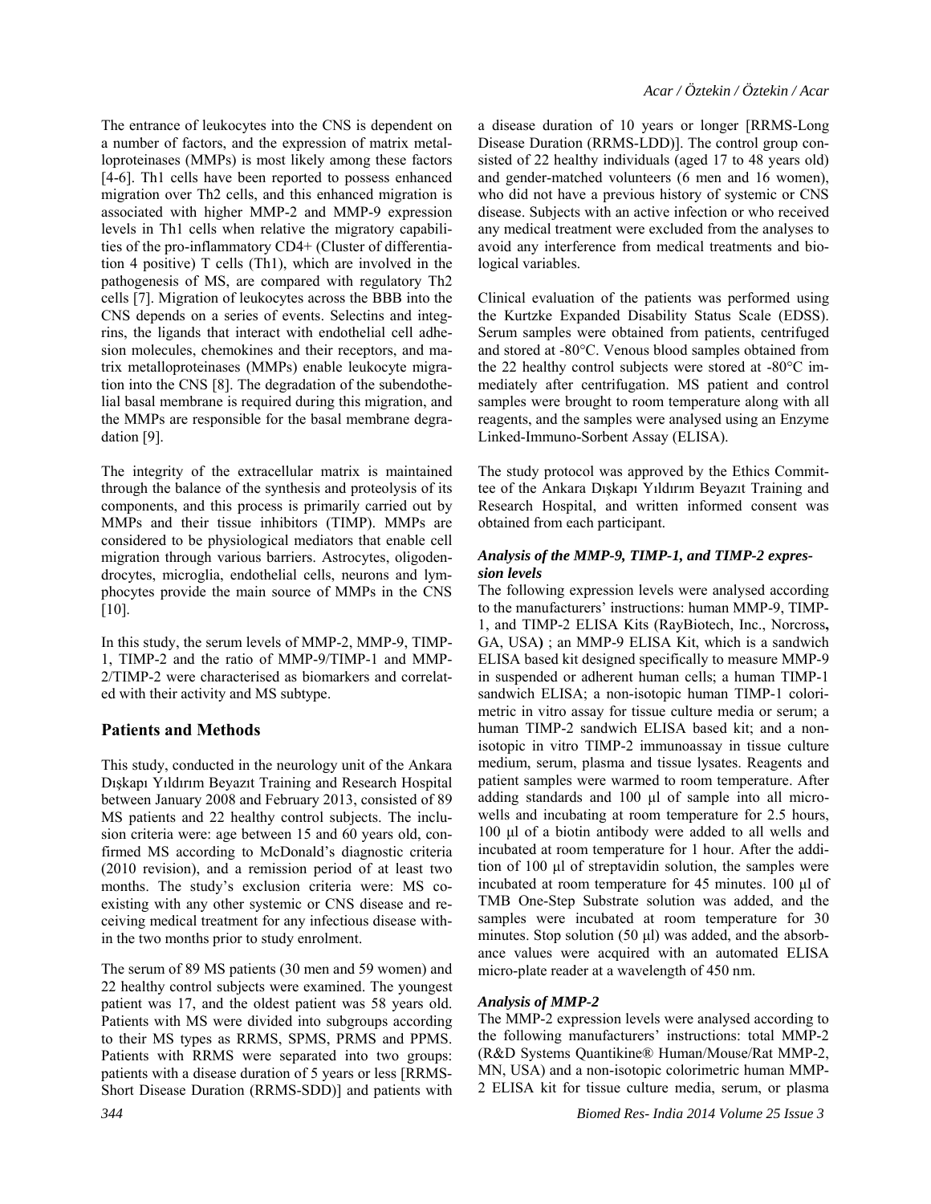The entrance of leukocytes into the CNS is dependent on a number of factors, and the expression of matrix metalloproteinases (MMPs) is most likely among these factors [4-6]. Th1 cells have been reported to possess enhanced migration over Th2 cells, and this enhanced migration is associated with higher MMP-2 and MMP-9 expression levels in Th1 cells when relative the migratory capabilities of the pro-inflammatory CD4+ (Cluster of differentiation 4 positive) T cells (Th1), which are involved in the pathogenesis of MS, are compared with regulatory Th2 cells [7]. Migration of leukocytes across the BBB into the CNS depends on a series of events. Selectins and integrins, the ligands that interact with endothelial cell adhesion molecules, chemokines and their receptors, and matrix metalloproteinases (MMPs) enable leukocyte migration into the CNS [8]. The degradation of the subendothelial basal membrane is required during this migration, and the MMPs are responsible for the basal membrane degradation [9].

The integrity of the extracellular matrix is maintained through the balance of the synthesis and proteolysis of its components, and this process is primarily carried out by MMPs and their tissue inhibitors (TIMP). MMPs are considered to be physiological mediators that enable cell migration through various barriers. Astrocytes, oligodendrocytes, microglia, endothelial cells, neurons and lymphocytes provide the main source of MMPs in the CNS [10].

In this study, the serum levels of MMP-2, MMP-9, TIMP-1, TIMP-2 and the ratio of MMP-9/TIMP-1 and MMP-2/TIMP-2 were characterised as biomarkers and correlated with their activity and MS subtype.

## Patients and Methods

This study, conducted in the neurology unit of the Ankara Dışkapı Yıldırım Beyazıt Training and Research Hospital between January 2008 and February 2013, consisted of 89 MS patients and 22 healthy control subjects. The inclusion criteria were: age between 15 and 60 years old, confirmed MS according to McDonald's diagnostic criteria (2010 revision), and a remission period of at least two months. The study's exclusion criteria were: MS co-existing with any other systemic or CNS disease and receiving medical treatment for any infectious disease within the two months prior to study enrolment.

The serum of 89 MS patients (30 men and 59 women) and 22 healthy control subjects were examined. The youngest patient was 17, and the oldest patient was 58 years old. Patients with MS were divided into subgroups according to their MS types as RRMS, SPMS, PRMS and PPMS. Patients with RRMS were separated into two groups: patients with a disease duration of 5 years or less [RRMS-Short Disease Duration (RRMS-SDD)] and patients with a disease duration of 10 years or longer [RRMS-Long Disease Duration (RRMS-LDD)]. The control group consisted of 22 healthy individuals (aged 17 to 48 years old) and gender-matched volunteers (6 men and 16 women), who did not have a previous history of systemic or CNS disease. Subjects with an active infection or who received any medical treatment were excluded from the analyses to avoid any interference from medical treatments and biological variables.

Clinical evaluation of the patients was performed using the Kurtzke Expanded Disability Status Scale (EDSS). Serum samples were obtained from patients, centrifuged and stored at -80°C. Venous blood samples obtained from the 22 healthy control subjects were stored at -80°C immediately after centrifugation. MS patient and control samples were brought to room temperature along with all reagents, and the samples were analysed using an Enzyme Linked-Immuno-Sorbent Assay (ELISA).

The study protocol was approved by the Ethics Committee of the Ankara Dışkapı Yıldırım Beyazıt Training and Research Hospital, and written informed consent was obtained from each participant.

### *Analysis of the MMP-9, TIMP-1, and TIMP-2 expression levels*

The following expression levels were analysed according to the manufacturers' instructions: human MMP-9, TIMP-1, and TIMP-2 ELISA Kits (RayBiotech, Inc., Norcross, GA, USA) ; an MMP-9 ELISA Kit, which is a sandwich ELISA based kit designed specifically to measure MMP-9 in suspended or adherent human cells; a human TIMP-1 sandwich ELISA; a non-isotopic human TIMP-1 colorimetric in vitro assay for tissue culture media or serum; a human TIMP-2 sandwich ELISA based kit; and a non-isotopic in vitro TIMP-2 immunoassay in tissue culture medium, serum, plasma and tissue lysates. Reagents and patient samples were warmed to room temperature. After adding standards and 100 µl of sample into all micro-wells and incubating at room temperature for 2.5 hours, 100 µl of a biotin antibody were added to all wells and incubated at room temperature for 1 hour. After the addition of 100 µl of streptavidin solution, the samples were incubated at room temperature for 45 minutes. 100 µl of TMB One-Step Substrate solution was added, and the samples were incubated at room temperature for 30 minutes. Stop solution (50 µl) was added, and the absorbance values were acquired with an automated ELISA micro-plate reader at a wavelength of 450 nm.

### *Analysis of MMP-2*

The MMP-2 expression levels were analysed according to the following manufacturers' instructions: total MMP-2 (R&D Systems Quantikine® Human/Mouse/Rat MMP-2, MN, USA) and a non-isotopic colorimetric human MMP-2 ELISA kit for tissue culture media, serum, or plasma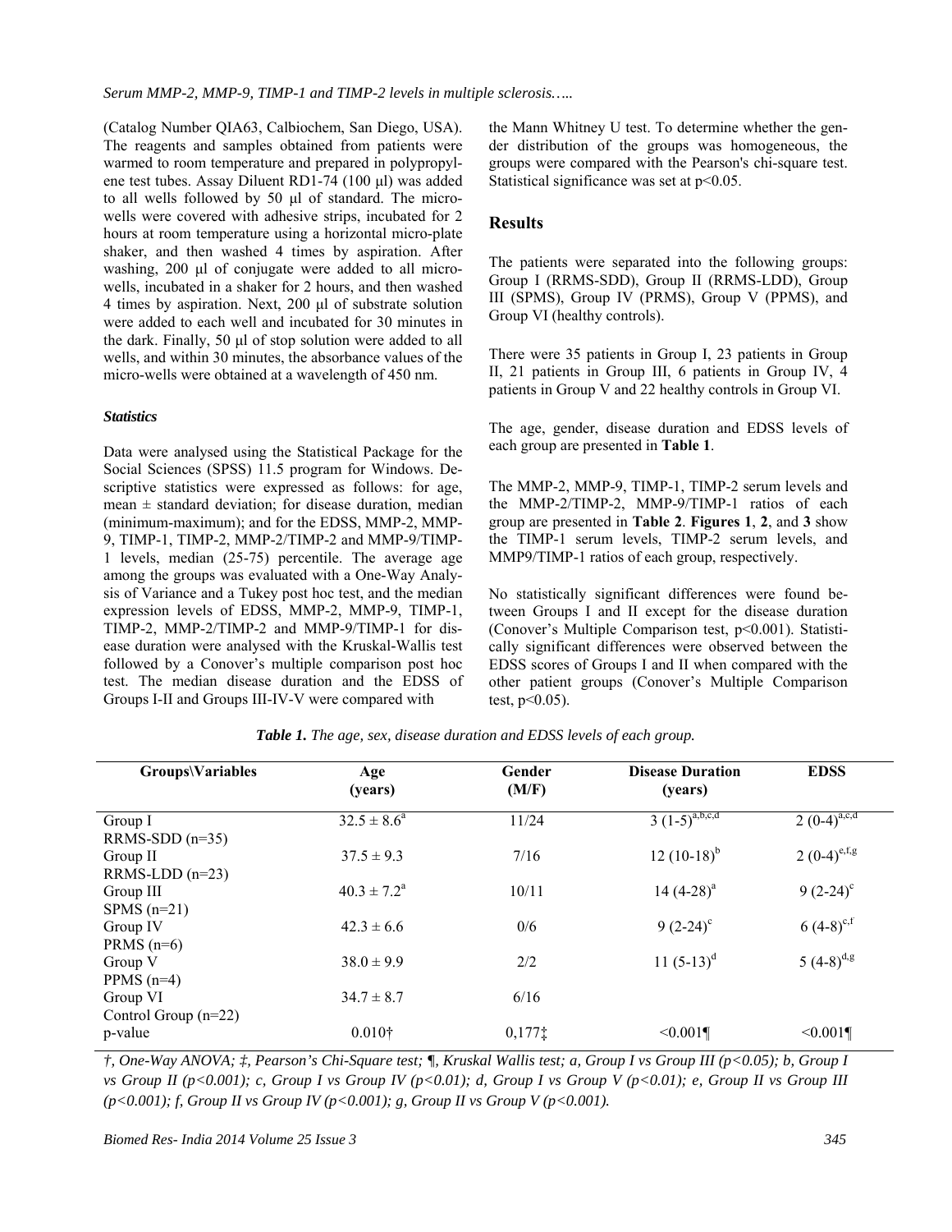(Catalog Number QIA63, Calbiochem, San Diego, USA). The reagents and samples obtained from patients were warmed to room temperature and prepared in polypropylene test tubes. Assay Diluent RD1-74 (100 µl) was added to all wells followed by 50 µl of standard. The micro-wells were covered with adhesive strips, incubated for 2 hours at room temperature using a horizontal micro-plate shaker, and then washed 4 times by aspiration. After washing, 200 µl of conjugate were added to all micro-wells, incubated in a shaker for 2 hours, and then washed 4 times by aspiration. Next, 200 µl of substrate solution were added to each well and incubated for 30 minutes in the dark. Finally, 50 µl of stop solution were added to all wells, and within 30 minutes, the absorbance values of the micro-wells were obtained at a wavelength of 450 nm.

#### *Statistics*

Data were analysed using the Statistical Package for the Social Sciences (SPSS) 11.5 program for Windows. Descriptive statistics were expressed as follows: for age, mean ± standard deviation; for disease duration, median (minimum-maximum); and for the EDSS, MMP-2, MMP-9, TIMP-1, TIMP-2, MMP-2/TIMP-2 and MMP-9/TIMP-1 levels, median (25-75) percentile. The average age among the groups was evaluated with a One-Way Analysis of Variance and a Tukey post hoc test, and the median expression levels of EDSS, MMP-2, MMP-9, TIMP-1, TIMP-2, MMP-2/TIMP-2 and MMP-9/TIMP-1 and disease duration were analysed with the Kruskal-Wallis test followed by a Conover's multiple comparison post hoc test. The median disease duration and the EDSS of Groups I-II and Groups III-IV-V were compared with the Mann Whitney U test. To determine whether the gender distribution of the groups was homogeneous, the groups were compared with the Pearson's chi-square test. Statistical significance was set at $p<0.05$.

## Results

The patients were separated into the following groups: Group I (RRMS-SDD), Group II (RRMS-LDD), Group III (SPMS), Group IV (PRMS), Group V (PPMS), and Group VI (healthy controls).

There were 35 patients in Group I, 23 patients in Group II, 21 patients in Group III, 6 patients in Group IV, 4 patients in Group V and 22 healthy controls in Group VI.

The age, gender, disease duration and EDSS levels of each group are presented in **Table 1**.

The MMP-2, MMP-9, TIMP-1, TIMP-2 serum levels and the MMP-2/TIMP-2, MMP-9/TIMP-1 ratios of each group are presented in **Table 2**. **Figures 1**, **2**, and **3** show the TIMP-1 serum levels, TIMP-2 serum levels, and MMP9/TIMP-1 ratios of each group, respectively.

No statistically significant differences were found between Groups I and II except for the disease duration (Conover's Multiple Comparison test, $p<0.001$). Statistically significant differences were observed between the EDSS scores of Groups I and II when compared with the other patient groups (Conover's Multiple Comparison test, $p<0.05$).

*Table 1. The age, sex, disease duration and EDSS levels of each group.*

| Groups\Variables | Age (years) | Gender (M/F) | Disease Duration (years) | EDSS |
|---|---|---|---|---|
| Group I RRMS-SDD (n=35) | $32.5 \pm 8.6^{a}$ | 11/24 | $3\ (1\text{-}5)^{a,b,c,d}$ | $2\ (0\text{-}4)^{a,c,d}$ |
| Group II RRMS-LDD (n=23) | $37.5 \pm 9.3$ | 7/16 | $12\ (10\text{-}18)^{b}$ | $2\ (0\text{-}4)^{e,f,g}$ |
| Group III SPMS (n=21) | $40.3 \pm 7.2^{a}$ | 10/11 | $14\ (4\text{-}28)^{a}$ | $9\ (2\text{-}24)^{c}$ |
| Group IV PRMS (n=6) | $42.3 \pm 6.6$ | 0/6 | $9\ (2\text{-}24)^{c}$ | $6\ (4\text{-}8)^{c,f}$ |
| Group V PPMS (n=4) | $38.0 \pm 9.9$ | 2/2 | $11\ (5\text{-}13)^{d}$ | $5\ (4\text{-}8)^{d,g}$ |
| Group VI Control Group (n=22) | $34.7 \pm 8.7$ | 6/16 | | |
| p-value | 0.010† | 0,177‡ | <0.001¶ | <0.001¶ |

*†, One-Way ANOVA; ‡, Pearson's Chi-Square test; ¶, Kruskal Wallis test; a, Group I vs Group III (p<0.05); b, Group I vs Group II (p<0.001); c, Group I vs Group IV (p<0.01); d, Group I vs Group V (p<0.01); e, Group II vs Group III (p<0.001); f, Group II vs Group IV (p<0.001); g, Group II vs Group V (p<0.001).*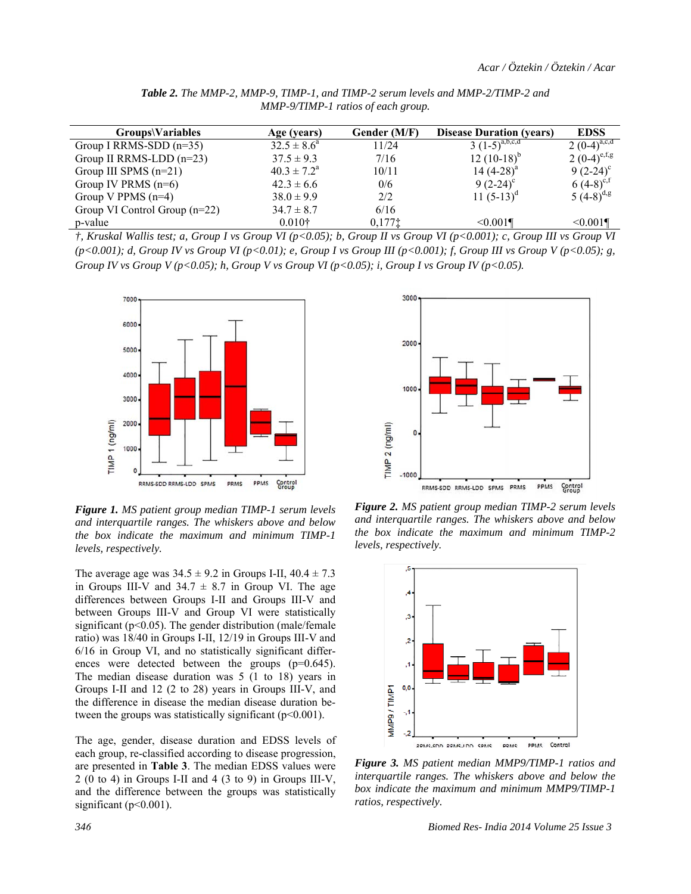***Table 2.*** *The MMP-2, MMP-9, TIMP-1, and TIMP-2 serum levels and MMP-2/TIMP-2 and MMP-9/TIMP-1 ratios of each group.*

| Groups\Variables | Age (years) | Gender (M/F) | Disease Duration (years) | EDSS |
|---|---|---|---|---|
| Group I RRMS-SDD (n=35) | $32.5 \pm 8.6^{a}$ | 11/24 | $3\ (1\text{-}5)^{a,b,c,d}$ | $2\ (0\text{-}4)^{a,c,d}$ |
| Group II RRMS-LDD (n=23) | $37.5 \pm 9.3$ | 7/16 | $12\ (10\text{-}18)^{b}$ | $2\ (0\text{-}4)^{e,f,g}$ |
| Group III SPMS (n=21) | $40.3 \pm 7.2^{a}$ | 10/11 | $14\ (4\text{-}28)^{a}$ | $9\ (2\text{-}24)^{c}$ |
| Group IV PRMS (n=6) | $42.3 \pm 6.6$ | 0/6 | $9\ (2\text{-}24)^{c}$ | $6\ (4\text{-}8)^{c,f}$ |
| Group V PPMS (n=4) | $38.0 \pm 9.9$ | 2/2 | $11\ (5\text{-}13)^{d}$ | $5\ (4\text{-}8)^{d,g}$ |
| Group VI Control Group (n=22) | $34.7 \pm 8.7$ | 6/16 | | |
| p-value | 0.010† | 0,177‡ | <0.001¶ | <0.001¶ |

*†, Kruskal Wallis test; a, Group I vs Group VI (p<0.05); b, Group II vs Group VI (p<0.001); c, Group III vs Group VI (p<0.001); d, Group IV vs Group VI (p<0.01); e, Group I vs Group III (p<0.001); f, Group III vs Group V (p<0.05); g, Group IV vs Group V (p<0.05); h, Group V vs Group VI (p<0.05); i, Group I vs Group IV (p<0.05).*

***Figure 1.*** *MS patient group median TIMP-1 serum levels and interquartile ranges. The whiskers above and below the box indicate the maximum and minimum TIMP-1 levels, respectively.*

The average age was $34.5 \pm 9.2$ in Groups I-II, $40.4 \pm 7.3$ in Groups III-V and $34.7 \pm 8.7$ in Group VI. The age differences between Groups I-II and Groups III-V and between Groups III-V and Group VI were statistically significant ($p<0.05$). The gender distribution (male/female ratio) was 18/40 in Groups I-II, 12/19 in Groups III-V and 6/16 in Group VI, and no statistically significant differences were detected between the groups ($p=0.645$). The median disease duration was 5 (1 to 18) years in Groups I-II and 12 (2 to 28) years in Groups III-V, and the difference in disease the median disease duration between the groups was statistically significant ($p<0.001$).

The age, gender, disease duration and EDSS levels of each group, re-classified according to disease progression, are presented in **Table 3**. The median EDSS values were 2 (0 to 4) in Groups I-II and 4 (3 to 9) in Groups III-V, and the difference between the groups was statistically significant ($p<0.001$).

***Figure 2.*** *MS patient group median TIMP-2 serum levels and interquartile ranges. The whiskers above and below the box indicate the maximum and minimum TIMP-2 levels, respectively.*

***Figure 3.*** *MS patient median MMP9/TIMP-1 ratios and interquartile ranges. The whiskers above and below the box indicate the maximum and minimum MMP9/TIMP-1 ratios, respectively.*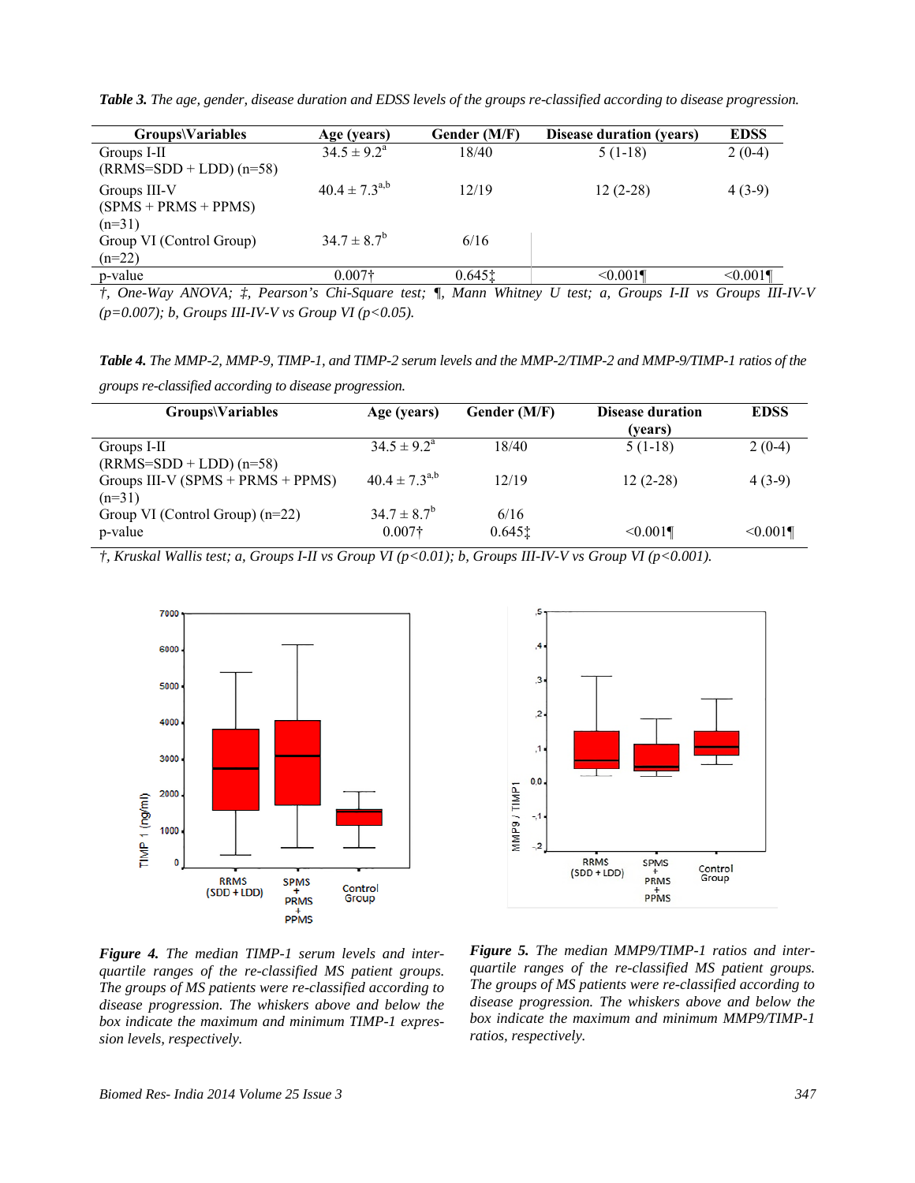***Table 3.*** *The age, gender, disease duration and EDSS levels of the groups re-classified according to disease progression.*

| Groups\Variables | Age (years) | Gender (M/F) | Disease duration (years) | EDSS |
|---|---|---|---|---|
| Groups I-II (RRMS=SDD + LDD) (n=58) | $34.5 \pm 9.2^{a}$ | 18/40 | 5 (1-18) | 2 (0-4) |
| Groups III-V (SPMS + PRMS + PPMS) (n=31) | $40.4 \pm 7.3^{a,b}$ | 12/19 | 12 (2-28) | 4 (3-9) |
| Group VI (Control Group) (n=22) | $34.7 \pm 8.7^{b}$ | 6/16 | | |
| p-value | 0.007† | 0.645‡ | <0.001¶ | <0.001¶ |

*†, One-Way ANOVA; ‡, Pearson's Chi-Square test; ¶, Mann Whitney U test; a, Groups I-II vs Groups III-IV-V (p=0.007); b, Groups III-IV-V vs Group VI (p<0.05).*

***Table 4.*** *The MMP-2, MMP-9, TIMP-1, and TIMP-2 serum levels and the MMP-2/TIMP-2 and MMP-9/TIMP-1 ratios of the groups re-classified according to disease progression.*

| Groups\Variables | Age (years) | Gender (M/F) | Disease duration (years) | EDSS |
|---|---|---|---|---|
| Groups I-II (RRMS=SDD + LDD) (n=58) | $34.5 \pm 9.2^{a}$ | 18/40 | 5 (1-18) | 2 (0-4) |
| Groups III-V (SPMS + PRMS + PPMS) (n=31) | $40.4 \pm 7.3^{a,b}$ | 12/19 | 12 (2-28) | 4 (3-9) |
| Group VI (Control Group) (n=22) | $34.7 \pm 8.7^{b}$ | 6/16 | | |
| p-value | 0.007† | 0.645‡ | <0.001¶ | <0.001¶ |

*†, Kruskal Wallis test; a, Groups I-II vs Group VI (p<0.01); b, Groups III-IV-V vs Group VI (p<0.001).*

***Figure 4.*** *The median TIMP-1 serum levels and inter-quartile ranges of the re-classified MS patient groups. The groups of MS patients were re-classified according to disease progression. The whiskers above and below the box indicate the maximum and minimum TIMP-1 expression levels, respectively.*

***Figure 5.*** *The median MMP9/TIMP-1 ratios and inter-quartile ranges of the re-classified MS patient groups. The groups of MS patients were re-classified according to disease progression. The whiskers above and below the box indicate the maximum and minimum MMP9/TIMP-1 ratios, respectively.*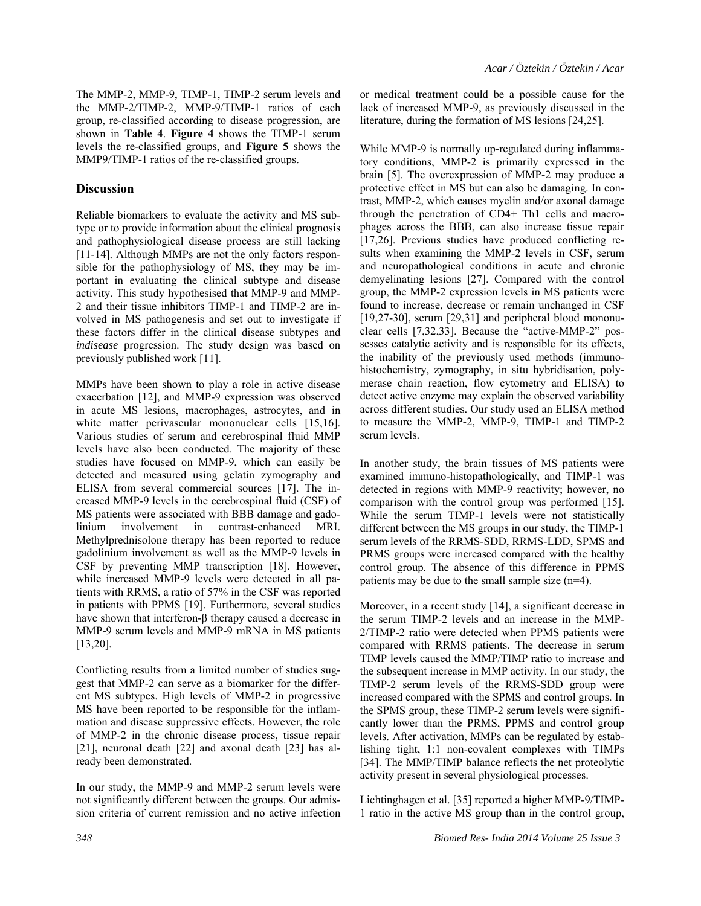The MMP-2, MMP-9, TIMP-1, TIMP-2 serum levels and the MMP-2/TIMP-2, MMP-9/TIMP-1 ratios of each group, re-classified according to disease progression, are shown in **Table 4**. **Figure 4** shows the TIMP-1 serum levels the re-classified groups, and **Figure 5** shows the MMP9/TIMP-1 ratios of the re-classified groups.

## Discussion

Reliable biomarkers to evaluate the activity and MS subtype or to provide information about the clinical prognosis and pathophysiological disease process are still lacking [11-14]. Although MMPs are not the only factors responsible for the pathophysiology of MS, they may be important in evaluating the clinical subtype and disease activity. This study hypothesised that MMP-9 and MMP-2 and their tissue inhibitors TIMP-1 and TIMP-2 are involved in MS pathogenesis and set out to investigate if these factors differ in the clinical disease subtypes and *indisease* progression. The study design was based on previously published work [11].

MMPs have been shown to play a role in active disease exacerbation [12], and MMP-9 expression was observed in acute MS lesions, macrophages, astrocytes, and in white matter perivascular mononuclear cells [15,16]. Various studies of serum and cerebrospinal fluid MMP levels have also been conducted. The majority of these studies have focused on MMP-9, which can easily be detected and measured using gelatin zymography and ELISA from several commercial sources [17]. The increased MMP-9 levels in the cerebrospinal fluid (CSF) of MS patients were associated with BBB damage and gadolinium involvement in contrast-enhanced MRI. Methylprednisolone therapy has been reported to reduce gadolinium involvement as well as the MMP-9 levels in CSF by preventing MMP transcription [18]. However, while increased MMP-9 levels were detected in all patients with RRMS, a ratio of 57% in the CSF was reported in patients with PPMS [19]. Furthermore, several studies have shown that interferon-β therapy caused a decrease in MMP-9 serum levels and MMP-9 mRNA in MS patients [13,20].

Conflicting results from a limited number of studies suggest that MMP-2 can serve as a biomarker for the different MS subtypes. High levels of MMP-2 in progressive MS have been reported to be responsible for the inflammation and disease suppressive effects. However, the role of MMP-2 in the chronic disease process, tissue repair [21], neuronal death [22] and axonal death [23] has already been demonstrated.

In our study, the MMP-9 and MMP-2 serum levels were not significantly different between the groups. Our admission criteria of current remission and no active infection or medical treatment could be a possible cause for the lack of increased MMP-9, as previously discussed in the literature, during the formation of MS lesions [24,25].

While MMP-9 is normally up-regulated during inflammatory conditions, MMP-2 is primarily expressed in the brain [5]. The overexpression of MMP-2 may produce a protective effect in MS but can also be damaging. In contrast, MMP-2, which causes myelin and/or axonal damage through the penetration of CD4+ Th1 cells and macrophages across the BBB, can also increase tissue repair [17,26]. Previous studies have produced conflicting results when examining the MMP-2 levels in CSF, serum and neuropathological conditions in acute and chronic demyelinating lesions [27]. Compared with the control group, the MMP-2 expression levels in MS patients were found to increase, decrease or remain unchanged in CSF [19,27-30], serum [29,31] and peripheral blood mononuclear cells [7,32,33]. Because the "active-MMP-2" possesses catalytic activity and is responsible for its effects, the inability of the previously used methods (immunohistochemistry, zymography, in situ hybridisation, polymerase chain reaction, flow cytometry and ELISA) to detect active enzyme may explain the observed variability across different studies. Our study used an ELISA method to measure the MMP-2, MMP-9, TIMP-1 and TIMP-2 serum levels.

In another study, the brain tissues of MS patients were examined immuno-histopathologically, and TIMP-1 was detected in regions with MMP-9 reactivity; however, no comparison with the control group was performed [15]. While the serum TIMP-1 levels were not statistically different between the MS groups in our study, the TIMP-1 serum levels of the RRMS-SDD, RRMS-LDD, SPMS and PRMS groups were increased compared with the healthy control group. The absence of this difference in PPMS patients may be due to the small sample size (n=4).

Moreover, in a recent study [14], a significant decrease in the serum TIMP-2 levels and an increase in the MMP-2/TIMP-2 ratio were detected when PPMS patients were compared with RRMS patients. The decrease in serum TIMP levels caused the MMP/TIMP ratio to increase and the subsequent increase in MMP activity. In our study, the TIMP-2 serum levels of the RRMS-SDD group were increased compared with the SPMS and control groups. In the SPMS group, these TIMP-2 serum levels were significantly lower than the PRMS, PPMS and control group levels. After activation, MMPs can be regulated by establishing tight, 1:1 non-covalent complexes with TIMPs [34]. The MMP/TIMP balance reflects the net proteolytic activity present in several physiological processes.

Lichtinghagen et al. [35] reported a higher MMP-9/TIMP-1 ratio in the active MS group than in the control group,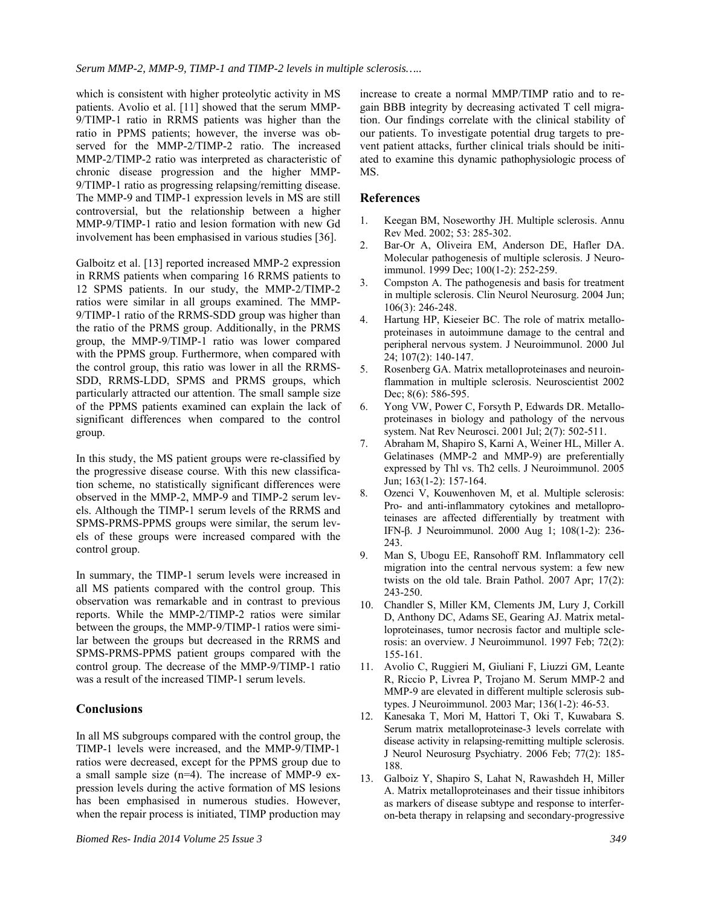which is consistent with higher proteolytic activity in MS patients. Avolio et al. [11] showed that the serum MMP-9/TIMP-1 ratio in RRMS patients was higher than the ratio in PPMS patients; however, the inverse was observed for the MMP-2/TIMP-2 ratio. The increased MMP-2/TIMP-2 ratio was interpreted as characteristic of chronic disease progression and the higher MMP-9/TIMP-1 ratio as progressing relapsing/remitting disease. The MMP-9 and TIMP-1 expression levels in MS are still controversial, but the relationship between a higher MMP-9/TIMP-1 ratio and lesion formation with new Gd involvement has been emphasised in various studies [36].

Galboitz et al. [13] reported increased MMP-2 expression in RRMS patients when comparing 16 RRMS patients to 12 SPMS patients. In our study, the MMP-2/TIMP-2 ratios were similar in all groups examined. The MMP-9/TIMP-1 ratio of the RRMS-SDD group was higher than the ratio of the PRMS group. Additionally, in the PRMS group, the MMP-9/TIMP-1 ratio was lower compared with the PPMS group. Furthermore, when compared with the control group, this ratio was lower in all the RRMS-SDD, RRMS-LDD, SPMS and PRMS groups, which particularly attracted our attention. The small sample size of the PPMS patients examined can explain the lack of significant differences when compared to the control group.

In this study, the MS patient groups were re-classified by the progressive disease course. With this new classification scheme, no statistically significant differences were observed in the MMP-2, MMP-9 and TIMP-2 serum levels. Although the TIMP-1 serum levels of the RRMS and SPMS-PRMS-PPMS groups were similar, the serum levels of these groups were increased compared with the control group.

In summary, the TIMP-1 serum levels were increased in all MS patients compared with the control group. This observation was remarkable and in contrast to previous reports. While the MMP-2/TIMP-2 ratios were similar between the groups, the MMP-9/TIMP-1 ratios were similar between the groups but decreased in the RRMS and SPMS-PRMS-PPMS patient groups compared with the control group. The decrease of the MMP-9/TIMP-1 ratio was a result of the increased TIMP-1 serum levels.

## Conclusions

In all MS subgroups compared with the control group, the TIMP-1 levels were increased, and the MMP-9/TIMP-1 ratios were decreased, except for the PPMS group due to a small sample size (n=4). The increase of MMP-9 expression levels during the active formation of MS lesions has been emphasised in numerous studies. However, when the repair process is initiated, TIMP production may increase to create a normal MMP/TIMP ratio and to regain BBB integrity by decreasing activated T cell migration. Our findings correlate with the clinical stability of our patients. To investigate potential drug targets to prevent patient attacks, further clinical trials should be initiated to examine this dynamic pathophysiologic process of MS.

## References

1. Keegan BM, Noseworthy JH. Multiple sclerosis. Annu Rev Med. 2002; 53: 285-302.
2. Bar-Or A, Oliveira EM, Anderson DE, Hafler DA. Molecular pathogenesis of multiple sclerosis. J Neuroimmunol. 1999 Dec; 100(1-2): 252-259.
3. Compston A. The pathogenesis and basis for treatment in multiple sclerosis. Clin Neurol Neurosurg. 2004 Jun; 106(3): 246-248.
4. Hartung HP, Kieseier BC. The role of matrix metalloproteinases in autoimmune damage to the central and peripheral nervous system. J Neuroimmunol. 2000 Jul 24; 107(2): 140-147.
5. Rosenberg GA. Matrix metalloproteinases and neuroinflammation in multiple sclerosis. Neuroscientist 2002 Dec; 8(6): 586-595.
6. Yong VW, Power C, Forsyth P, Edwards DR. Metalloproteinases in biology and pathology of the nervous system. Nat Rev Neurosci. 2001 Jul; 2(7): 502-511.
7. Abraham M, Shapiro S, Karni A, Weiner HL, Miller A. Gelatinases (MMP-2 and MMP-9) are preferentially expressed by Thl vs. Th2 cells. J Neuroimmunol. 2005 Jun; 163(1-2): 157-164.
8. Ozenci V, Kouwenhoven M, et al. Multiple sclerosis: Pro- and anti-inflammatory cytokines and metalloproteinases are affected differentially by treatment with IFN-β. J Neuroimmunol. 2000 Aug 1; 108(1-2): 236-243.
9. Man S, Ubogu EE, Ransohoff RM. Inflammatory cell migration into the central nervous system: a few new twists on the old tale. Brain Pathol. 2007 Apr; 17(2): 243-250.
10. Chandler S, Miller KM, Clements JM, Lury J, Corkill D, Anthony DC, Adams SE, Gearing AJ. Matrix metalloproteinases, tumor necrosis factor and multiple sclerosis: an overview. J Neuroimmunol. 1997 Feb; 72(2): 155-161.
11. Avolio C, Ruggieri M, Giuliani F, Liuzzi GM, Leante R, Riccio P, Livrea P, Trojano M. Serum MMP-2 and MMP-9 are elevated in different multiple sclerosis subtypes. J Neuroimmunol. 2003 Mar; 136(1-2): 46-53.
12. Kanesaka T, Mori M, Hattori T, Oki T, Kuwabara S. Serum matrix metalloproteinase-3 levels correlate with disease activity in relapsing-remitting multiple sclerosis. J Neurol Neurosurg Psychiatry. 2006 Feb; 77(2): 185-188.
13. Galboiz Y, Shapiro S, Lahat N, Rawashdeh H, Miller A. Matrix metalloproteinases and their tissue inhibitors as markers of disease subtype and response to interferon-beta therapy in relapsing and secondary-progressive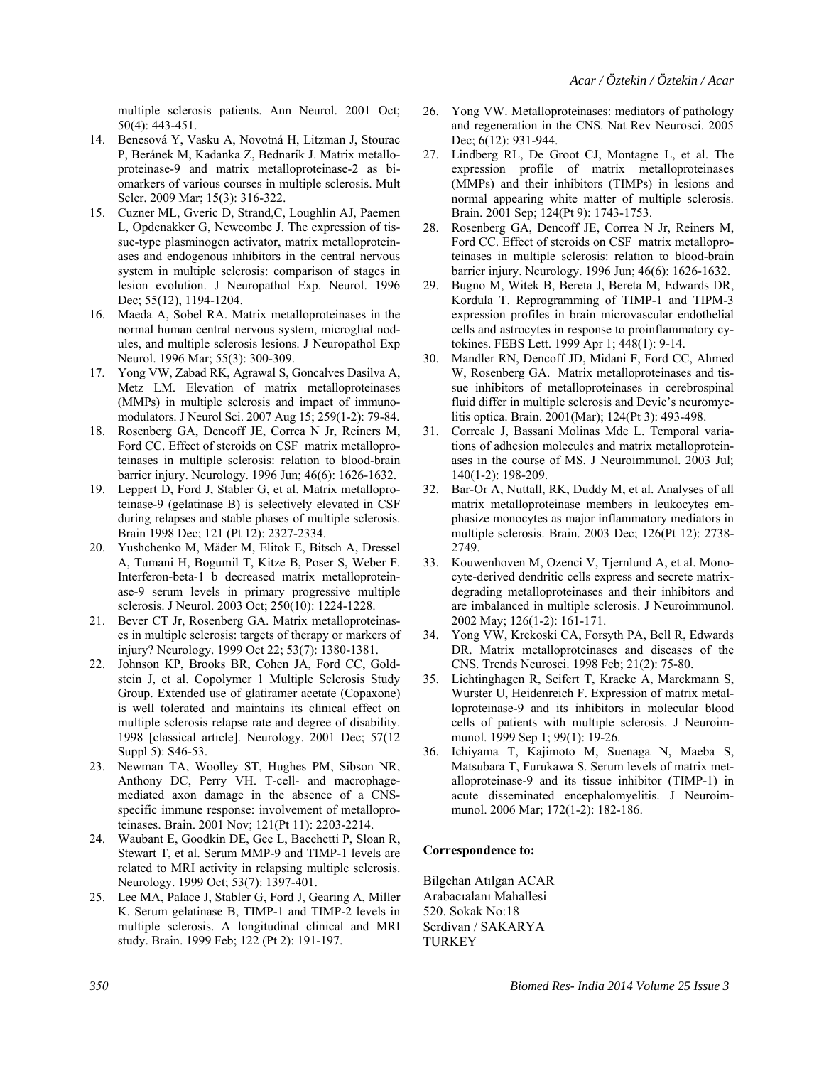multiple sclerosis patients. Ann Neurol. 2001 Oct; 50(4): 443-451.

14. Benesová Y, Vasku A, Novotná H, Litzman J, Stourac P, Beránek M, Kadanka Z, Bednarík J. Matrix metalloproteinase-9 and matrix metalloproteinase-2 as biomarkers of various courses in multiple sclerosis. Mult Scler. 2009 Mar; 15(3): 316-322.
15. Cuzner ML, Gveric D, Strand,C, Loughlin AJ, Paemen L, Opdenakker G, Newcombe J. The expression of tissue-type plasminogen activator, matrix metalloproteinases and endogenous inhibitors in the central nervous system in multiple sclerosis: comparison of stages in lesion evolution. J Neuropathol Exp. Neurol. 1996 Dec; 55(12), 1194-1204.
16. Maeda A, Sobel RA. Matrix metalloproteinases in the normal human central nervous system, microglial nodules, and multiple sclerosis lesions. J Neuropathol Exp Neurol. 1996 Mar; 55(3): 300-309.
17. Yong VW, Zabad RK, Agrawal S, Goncalves Dasilva A, Metz LM. Elevation of matrix metalloproteinases (MMPs) in multiple sclerosis and impact of immunomodulators. J Neurol Sci. 2007 Aug 15; 259(1-2): 79-84.
18. Rosenberg GA, Dencoff JE, Correa N Jr, Reiners M, Ford CC. Effect of steroids on CSF matrix metalloproteinases in multiple sclerosis: relation to blood-brain barrier injury. Neurology. 1996 Jun; 46(6): 1626-1632.
19. Leppert D, Ford J, Stabler G, et al. Matrix metalloproteinase-9 (gelatinase B) is selectively elevated in CSF during relapses and stable phases of multiple sclerosis. Brain 1998 Dec; 121 (Pt 12): 2327-2334.
20. Yushchenko M, Mäder M, Elitok E, Bitsch A, Dressel A, Tumani H, Bogumil T, Kitze B, Poser S, Weber F. Interferon-beta-1 b decreased matrix metalloproteinase-9 serum levels in primary progressive multiple sclerosis. J Neurol. 2003 Oct; 250(10): 1224-1228.
21. Bever CT Jr, Rosenberg GA. Matrix metalloproteinases in multiple sclerosis: targets of therapy or markers of injury? Neurology. 1999 Oct 22; 53(7): 1380-1381.
22. Johnson KP, Brooks BR, Cohen JA, Ford CC, Goldstein J, et al. Copolymer 1 Multiple Sclerosis Study Group. Extended use of glatiramer acetate (Copaxone) is well tolerated and maintains its clinical effect on multiple sclerosis relapse rate and degree of disability. 1998 [classical article]. Neurology. 2001 Dec; 57(12 Suppl 5): S46-53.
23. Newman TA, Woolley ST, Hughes PM, Sibson NR, Anthony DC, Perry VH. T-cell- and macrophage-mediated axon damage in the absence of a CNS-specific immune response: involvement of metalloproteinases. Brain. 2001 Nov; 121(Pt 11): 2203-2214.
24. Waubant E, Goodkin DE, Gee L, Bacchetti P, Sloan R, Stewart T, et al. Serum MMP-9 and TIMP-1 levels are related to MRI activity in relapsing multiple sclerosis. Neurology. 1999 Oct; 53(7): 1397-401.
25. Lee MA, Palace J, Stabler G, Ford J, Gearing A, Miller K. Serum gelatinase B, TIMP-1 and TIMP-2 levels in multiple sclerosis. A longitudinal clinical and MRI study. Brain. 1999 Feb; 122 (Pt 2): 191-197.
26. Yong VW. Metalloproteinases: mediators of pathology and regeneration in the CNS. Nat Rev Neurosci. 2005 Dec; 6(12): 931-944.
27. Lindberg RL, De Groot CJ, Montagne L, et al. The expression profile of matrix metalloproteinases (MMPs) and their inhibitors (TIMPs) in lesions and normal appearing white matter of multiple sclerosis. Brain. 2001 Sep; 124(Pt 9): 1743-1753.
28. Rosenberg GA, Dencoff JE, Correa N Jr, Reiners M, Ford CC. Effect of steroids on CSF matrix metalloproteinases in multiple sclerosis: relation to blood-brain barrier injury. Neurology. 1996 Jun; 46(6): 1626-1632.
29. Bugno M, Witek B, Bereta J, Bereta M, Edwards DR, Kordula T. Reprogramming of TIMP-1 and TIPM-3 expression profiles in brain microvascular endothelial cells and astrocytes in response to proinflammatory cytokines. FEBS Lett. 1999 Apr 1; 448(1): 9-14.
30. Mandler RN, Dencoff JD, Midani F, Ford CC, Ahmed W, Rosenberg GA. Matrix metalloproteinases and tissue inhibitors of metalloproteinases in cerebrospinal fluid differ in multiple sclerosis and Devic's neuromyelitis optica. Brain. 2001(Mar); 124(Pt 3): 493-498.
31. Correale J, Bassani Molinas Mde L. Temporal variations of adhesion molecules and matrix metalloproteinases in the course of MS. J Neuroimmunol. 2003 Jul; 140(1-2): 198-209.
32. Bar-Or A, Nuttall, RK, Duddy M, et al. Analyses of all matrix metalloproteinase members in leukocytes emphasize monocytes as major inflammatory mediators in multiple sclerosis. Brain. 2003 Dec; 126(Pt 12): 2738-2749.
33. Kouwenhoven M, Ozenci V, Tjernlund A, et al. Monocyte-derived dendritic cells express and secrete matrix-degrading metalloproteinases and their inhibitors and are imbalanced in multiple sclerosis. J Neuroimmunol. 2002 May; 126(1-2): 161-171.
34. Yong VW, Krekoski CA, Forsyth PA, Bell R, Edwards DR. Matrix metalloproteinases and diseases of the CNS. Trends Neurosci. 1998 Feb; 21(2): 75-80.
35. Lichtinghagen R, Seifert T, Kracke A, Marckmann S, Wurster U, Heidenreich F. Expression of matrix metalloproteinase-9 and its inhibitors in molecular blood cells of patients with multiple sclerosis. J Neuroimmunol. 1999 Sep 1; 99(1): 19-26.
36. Ichiyama T, Kajimoto M, Suenaga N, Maeba S, Matsubara T, Furukawa S. Serum levels of matrix metalloproteinase-9 and its tissue inhibitor (TIMP-1) in acute disseminated encephalomyelitis. J Neuroimmunol. 2006 Mar; 172(1-2): 182-186.

**Correspondence to:**

Bilgehan Atılgan ACAR
Arabacıalanı Mahallesi
520. Sokak No:18
Serdivan / SAKARYA
TURKEY